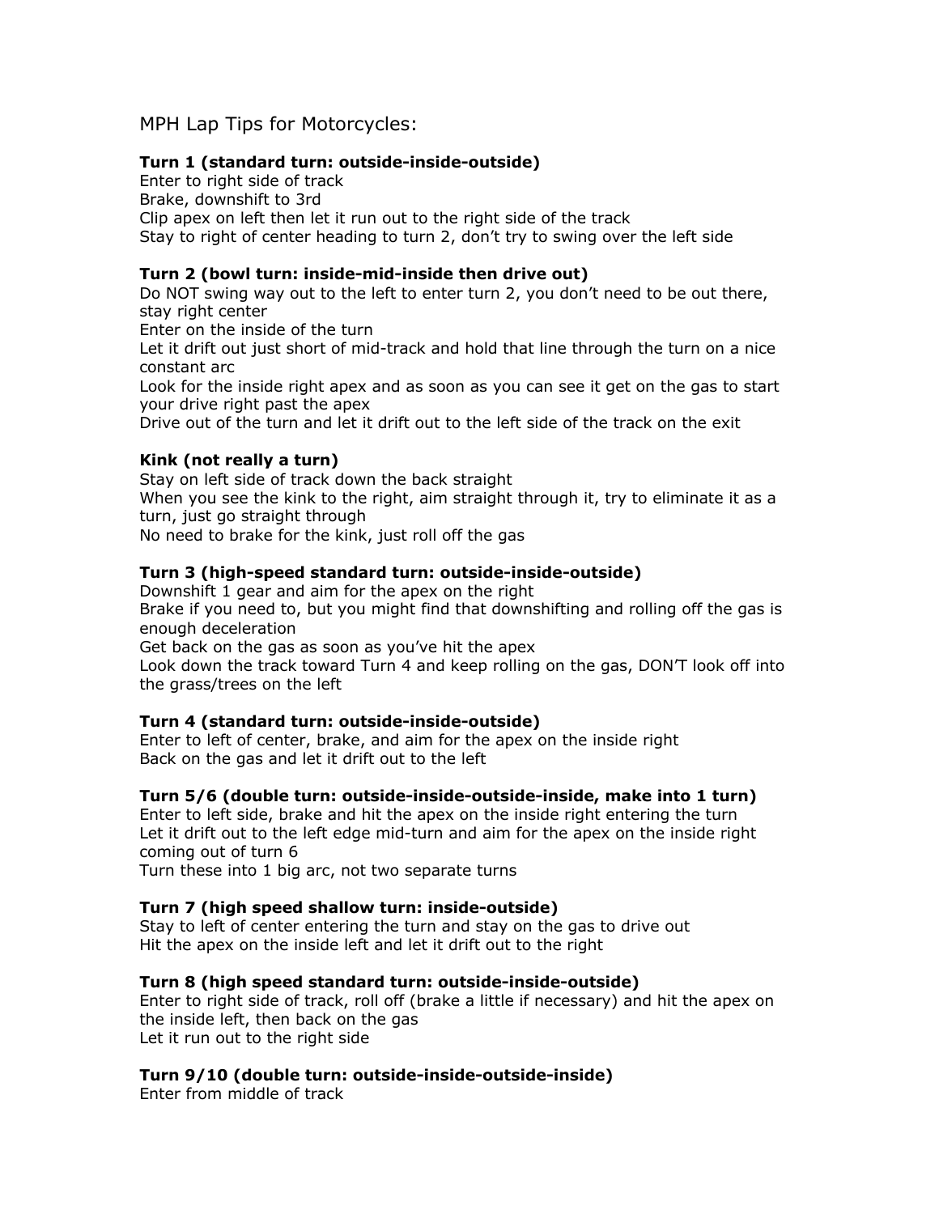# MPH Lap Tips for Motorcycles:

**Turn 1 (standard turn: outside-inside-outside)**
Enter to right side of track
Brake, downshift to 3rd
Clip apex on left then let it run out to the right side of the track
Stay to right of center heading to turn 2, don't try to swing over the left side

**Turn 2 (bowl turn: inside-mid-inside then drive out)**
Do NOT swing way out to the left to enter turn 2, you don't need to be out there, stay right center
Enter on the inside of the turn
Let it drift out just short of mid-track and hold that line through the turn on a nice constant arc
Look for the inside right apex and as soon as you can see it get on the gas to start your drive right past the apex
Drive out of the turn and let it drift out to the left side of the track on the exit

**Kink (not really a turn)**
Stay on left side of track down the back straight
When you see the kink to the right, aim straight through it, try to eliminate it as a turn, just go straight through
No need to brake for the kink, just roll off the gas

**Turn 3 (high-speed standard turn: outside-inside-outside)**
Downshift 1 gear and aim for the apex on the right
Brake if you need to, but you might find that downshifting and rolling off the gas is enough deceleration
Get back on the gas as soon as you've hit the apex
Look down the track toward Turn 4 and keep rolling on the gas, DON'T look off into the grass/trees on the left

**Turn 4 (standard turn: outside-inside-outside)**
Enter to left of center, brake, and aim for the apex on the inside right
Back on the gas and let it drift out to the left

**Turn 5/6 (double turn: outside-inside-outside-inside, make into 1 turn)**
Enter to left side, brake and hit the apex on the inside right entering the turn
Let it drift out to the left edge mid-turn and aim for the apex on the inside right coming out of turn 6
Turn these into 1 big arc, not two separate turns

**Turn 7 (high speed shallow turn: inside-outside)**
Stay to left of center entering the turn and stay on the gas to drive out
Hit the apex on the inside left and let it drift out to the right

**Turn 8 (high speed standard turn: outside-inside-outside)**
Enter to right side of track, roll off (brake a little if necessary) and hit the apex on the inside left, then back on the gas
Let it run out to the right side

**Turn 9/10 (double turn: outside-inside-outside-inside)**
Enter from middle of track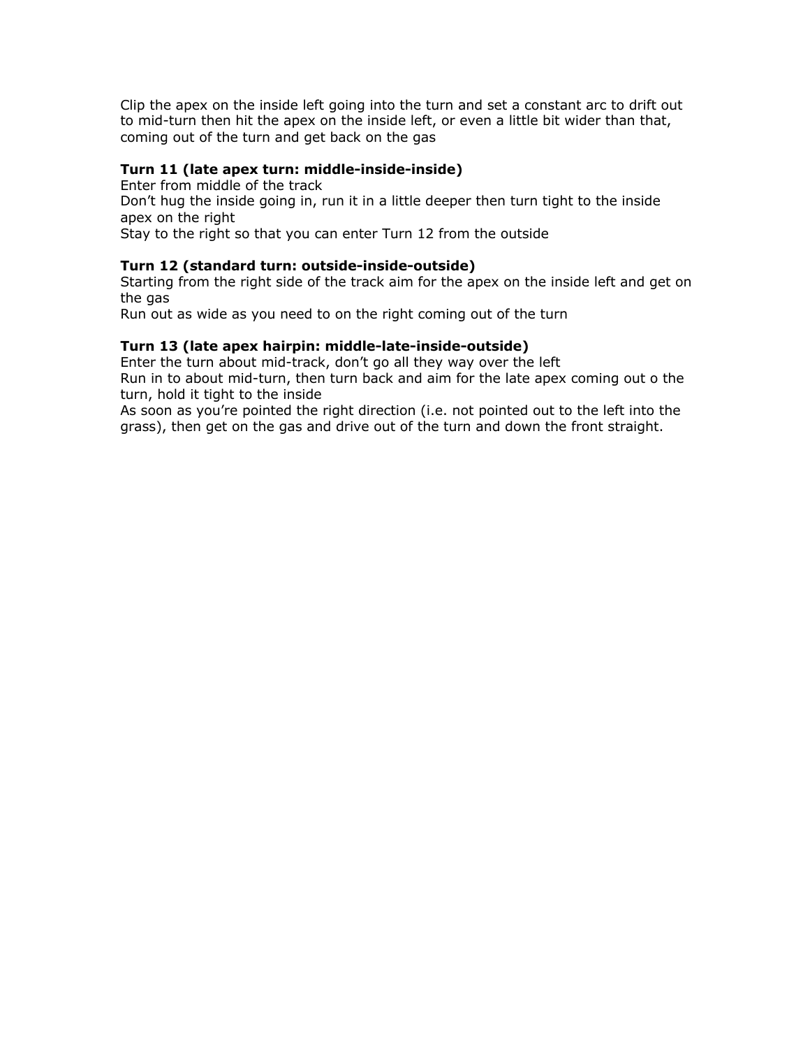Clip the apex on the inside left going into the turn and set a constant arc to drift out to mid-turn then hit the apex on the inside left, or even a little bit wider than that, coming out of the turn and get back on the gas

**Turn 11 (late apex turn: middle-inside-inside)**

Enter from middle of the track

Don't hug the inside going in, run it in a little deeper then turn tight to the inside apex on the right

Stay to the right so that you can enter Turn 12 from the outside

**Turn 12 (standard turn: outside-inside-outside)**

Starting from the right side of the track aim for the apex on the inside left and get on the gas

Run out as wide as you need to on the right coming out of the turn

**Turn 13 (late apex hairpin: middle-late-inside-outside)**

Enter the turn about mid-track, don't go all they way over the left

Run in to about mid-turn, then turn back and aim for the late apex coming out o the turn, hold it tight to the inside

As soon as you're pointed the right direction (i.e. not pointed out to the left into the grass), then get on the gas and drive out of the turn and down the front straight.